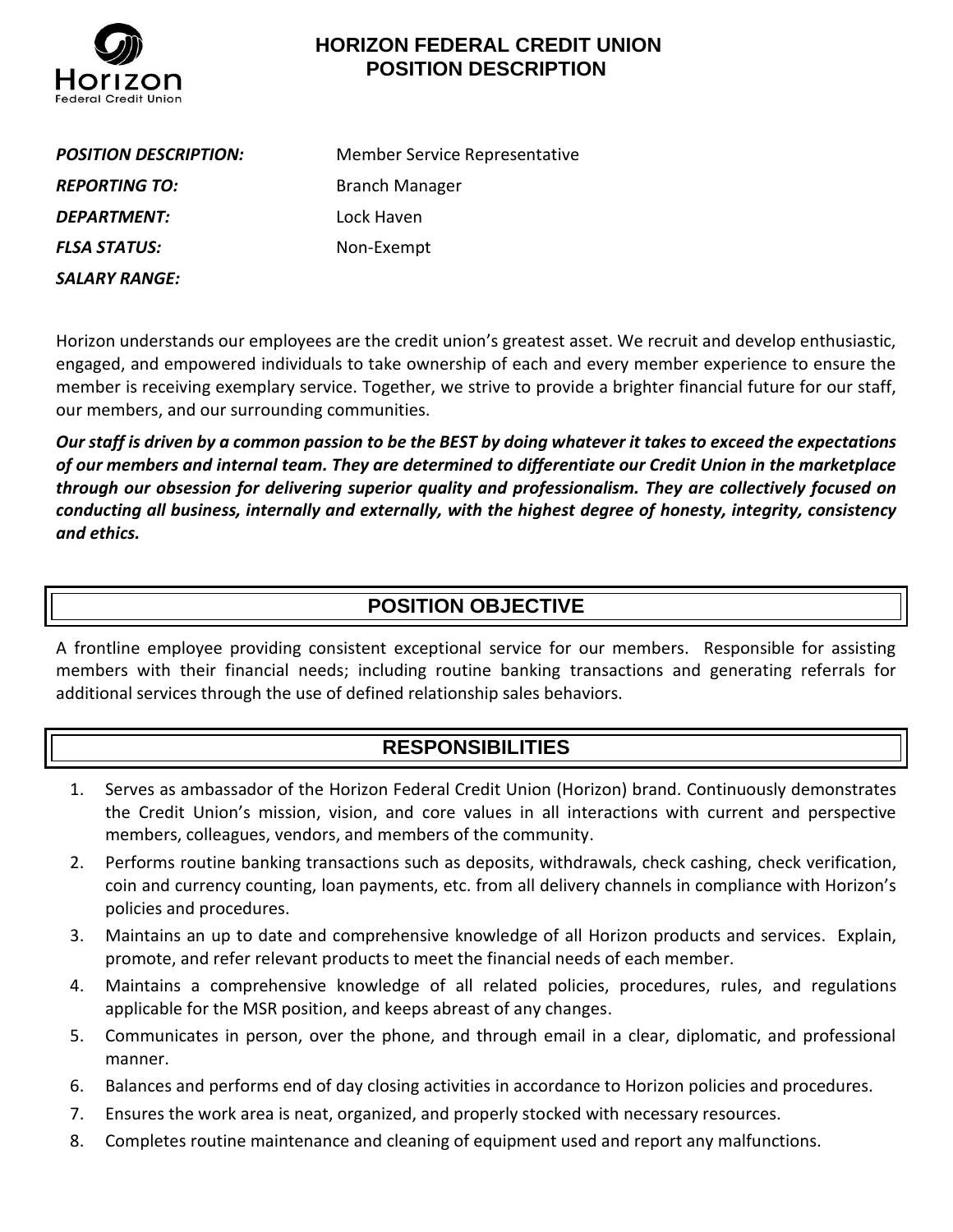# HORIZON FEDERAL CREDIT UNION
## POSITION DESCRIPTION

| | |
|---|---|
| ***POSITION DESCRIPTION:*** | Member Service Representative |
| ***REPORTING TO:*** | Branch Manager |
| ***DEPARTMENT:*** | Lock Haven |
| ***FLSA STATUS:*** | Non-Exempt |
| ***SALARY RANGE:*** | |

Horizon understands our employees are the credit union's greatest asset. We recruit and develop enthusiastic, engaged, and empowered individuals to take ownership of each and every member experience to ensure the member is receiving exemplary service. Together, we strive to provide a brighter financial future for our staff, our members, and our surrounding communities.

***Our staff is driven by a common passion to be the BEST by doing whatever it takes to exceed the expectations of our members and internal team. They are determined to differentiate our Credit Union in the marketplace through our obsession for delivering superior quality and professionalism. They are collectively focused on conducting all business, internally and externally, with the highest degree of honesty, integrity, consistency and ethics.***

## POSITION OBJECTIVE

A frontline employee providing consistent exceptional service for our members. Responsible for assisting members with their financial needs; including routine banking transactions and generating referrals for additional services through the use of defined relationship sales behaviors.

## RESPONSIBILITIES

1. Serves as ambassador of the Horizon Federal Credit Union (Horizon) brand. Continuously demonstrates the Credit Union's mission, vision, and core values in all interactions with current and perspective members, colleagues, vendors, and members of the community.
2. Performs routine banking transactions such as deposits, withdrawals, check cashing, check verification, coin and currency counting, loan payments, etc. from all delivery channels in compliance with Horizon's policies and procedures.
3. Maintains an up to date and comprehensive knowledge of all Horizon products and services. Explain, promote, and refer relevant products to meet the financial needs of each member.
4. Maintains a comprehensive knowledge of all related policies, procedures, rules, and regulations applicable for the MSR position, and keeps abreast of any changes.
5. Communicates in person, over the phone, and through email in a clear, diplomatic, and professional manner.
6. Balances and performs end of day closing activities in accordance to Horizon policies and procedures.
7. Ensures the work area is neat, organized, and properly stocked with necessary resources.
8. Completes routine maintenance and cleaning of equipment used and report any malfunctions.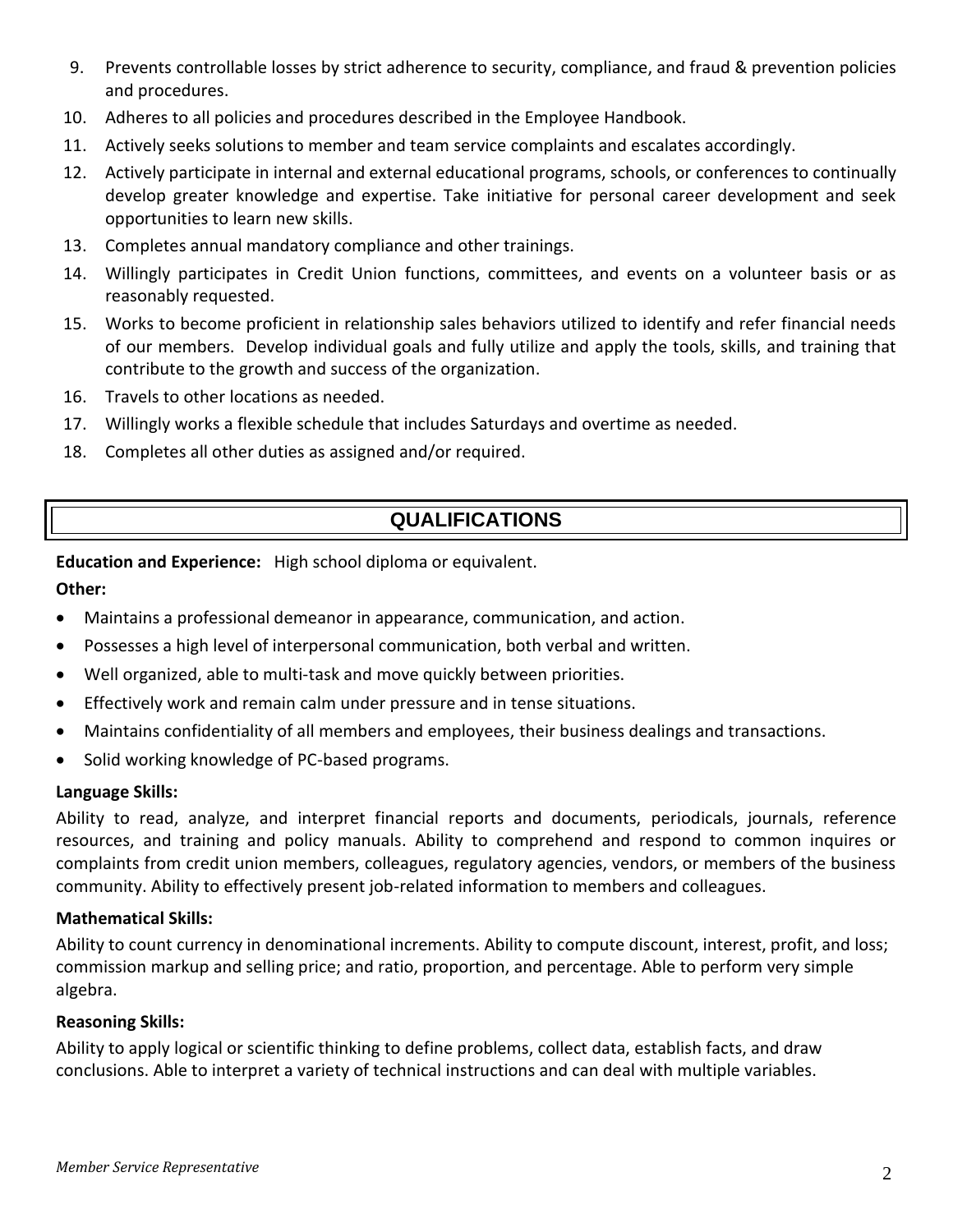9. Prevents controllable losses by strict adherence to security, compliance, and fraud & prevention policies and procedures.
10. Adheres to all policies and procedures described in the Employee Handbook.
11. Actively seeks solutions to member and team service complaints and escalates accordingly.
12. Actively participate in internal and external educational programs, schools, or conferences to continually develop greater knowledge and expertise. Take initiative for personal career development and seek opportunities to learn new skills.
13. Completes annual mandatory compliance and other trainings.
14. Willingly participates in Credit Union functions, committees, and events on a volunteer basis or as reasonably requested.
15. Works to become proficient in relationship sales behaviors utilized to identify and refer financial needs of our members. Develop individual goals and fully utilize and apply the tools, skills, and training that contribute to the growth and success of the organization.
16. Travels to other locations as needed.
17. Willingly works a flexible schedule that includes Saturdays and overtime as needed.
18. Completes all other duties as assigned and/or required.

## QUALIFICATIONS

**Education and Experience:** High school diploma or equivalent.

**Other:**

- Maintains a professional demeanor in appearance, communication, and action.
- Possesses a high level of interpersonal communication, both verbal and written.
- Well organized, able to multi-task and move quickly between priorities.
- Effectively work and remain calm under pressure and in tense situations.
- Maintains confidentiality of all members and employees, their business dealings and transactions.
- Solid working knowledge of PC-based programs.

**Language Skills:**

Ability to read, analyze, and interpret financial reports and documents, periodicals, journals, reference resources, and training and policy manuals. Ability to comprehend and respond to common inquires or complaints from credit union members, colleagues, regulatory agencies, vendors, or members of the business community. Ability to effectively present job-related information to members and colleagues.

**Mathematical Skills:**

Ability to count currency in denominational increments. Ability to compute discount, interest, profit, and loss; commission markup and selling price; and ratio, proportion, and percentage. Able to perform very simple algebra.

**Reasoning Skills:**

Ability to apply logical or scientific thinking to define problems, collect data, establish facts, and draw conclusions. Able to interpret a variety of technical instructions and can deal with multiple variables.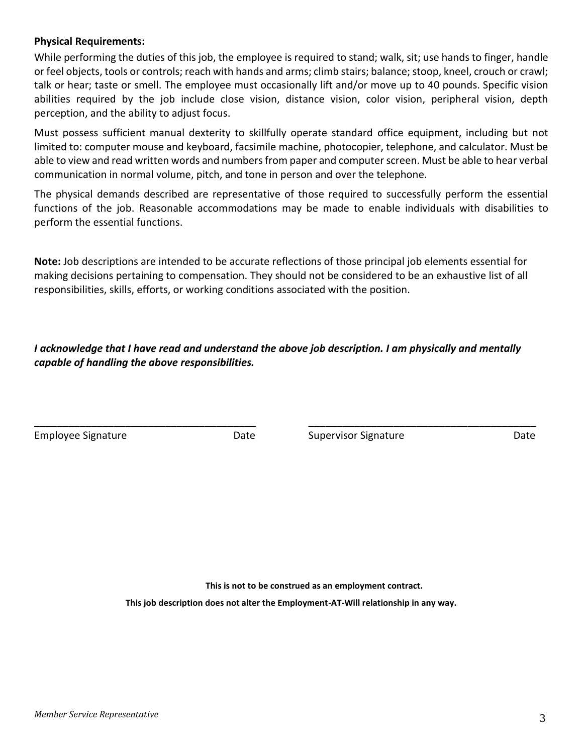**Physical Requirements:**

While performing the duties of this job, the employee is required to stand; walk, sit; use hands to finger, handle or feel objects, tools or controls; reach with hands and arms; climb stairs; balance; stoop, kneel, crouch or crawl; talk or hear; taste or smell. The employee must occasionally lift and/or move up to 40 pounds. Specific vision abilities required by the job include close vision, distance vision, color vision, peripheral vision, depth perception, and the ability to adjust focus.

Must possess sufficient manual dexterity to skillfully operate standard office equipment, including but not limited to: computer mouse and keyboard, facsimile machine, photocopier, telephone, and calculator. Must be able to view and read written words and numbers from paper and computer screen. Must be able to hear verbal communication in normal volume, pitch, and tone in person and over the telephone.

The physical demands described are representative of those required to successfully perform the essential functions of the job. Reasonable accommodations may be made to enable individuals with disabilities to perform the essential functions.

**Note:** Job descriptions are intended to be accurate reflections of those principal job elements essential for making decisions pertaining to compensation. They should not be considered to be an exhaustive list of all responsibilities, skills, efforts, or working conditions associated with the position.

***I acknowledge that I have read and understand the above job description. I am physically and mentally capable of handling the above responsibilities.***

_________________________________________ _________________________________________

Employee Signature Date Supervisor Signature Date

**This is not to be construed as an employment contract.**

**This job description does not alter the Employment-AT-Will relationship in any way.**